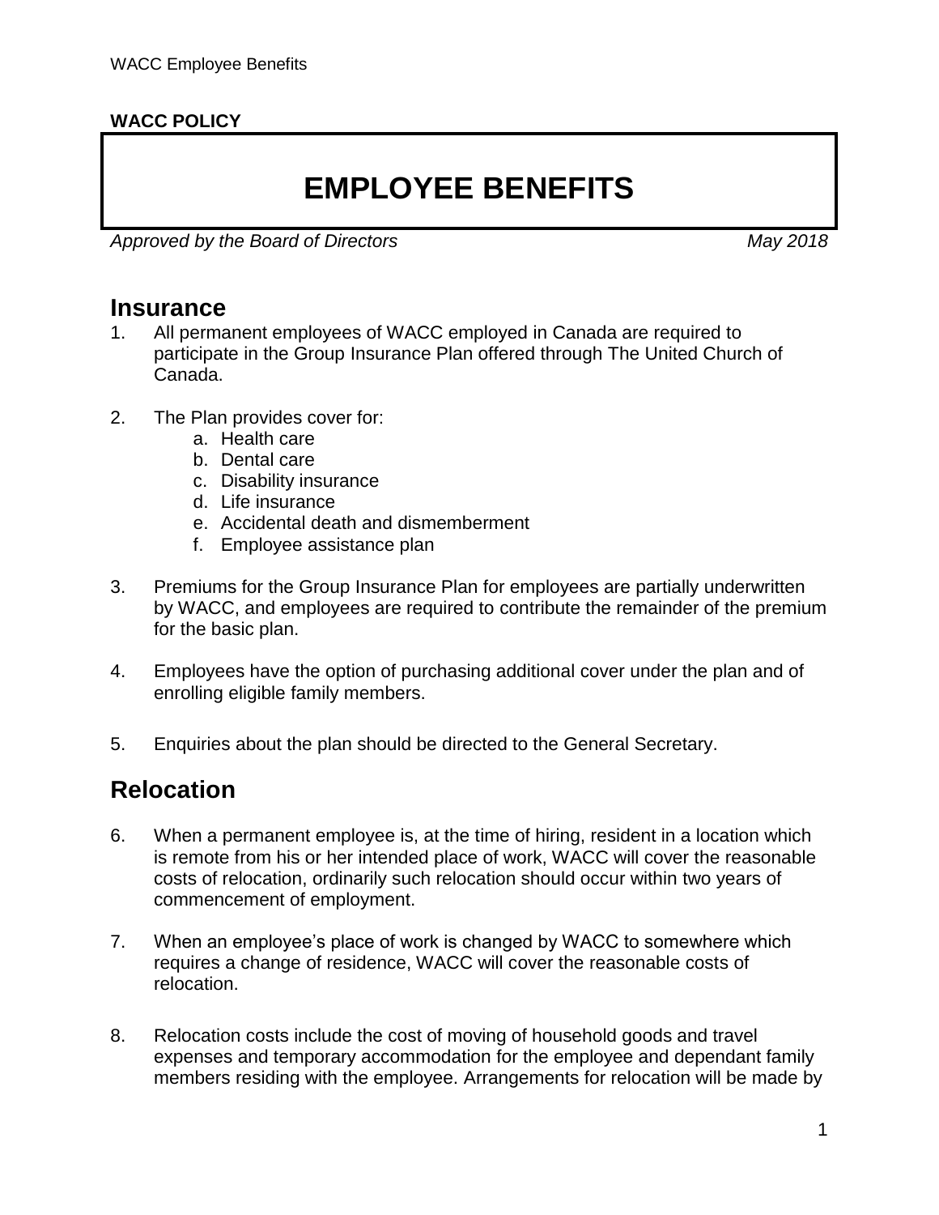**WACC POLICY**

# EMPLOYEE BENEFITS

*Approved by the Board of Directors* *May 2018*

## Insurance

1. All permanent employees of WACC employed in Canada are required to participate in the Group Insurance Plan offered through The United Church of Canada.

2. The Plan provides cover for:
   a. Health care
   b. Dental care
   c. Disability insurance
   d. Life insurance
   e. Accidental death and dismemberment
   f. Employee assistance plan

3. Premiums for the Group Insurance Plan for employees are partially underwritten by WACC, and employees are required to contribute the remainder of the premium for the basic plan.

4. Employees have the option of purchasing additional cover under the plan and of enrolling eligible family members.

5. Enquiries about the plan should be directed to the General Secretary.

## Relocation

6. When a permanent employee is, at the time of hiring, resident in a location which is remote from his or her intended place of work, WACC will cover the reasonable costs of relocation, ordinarily such relocation should occur within two years of commencement of employment.

7. When an employee's place of work is changed by WACC to somewhere which requires a change of residence, WACC will cover the reasonable costs of relocation.

8. Relocation costs include the cost of moving of household goods and travel expenses and temporary accommodation for the employee and dependant family members residing with the employee. Arrangements for relocation will be made by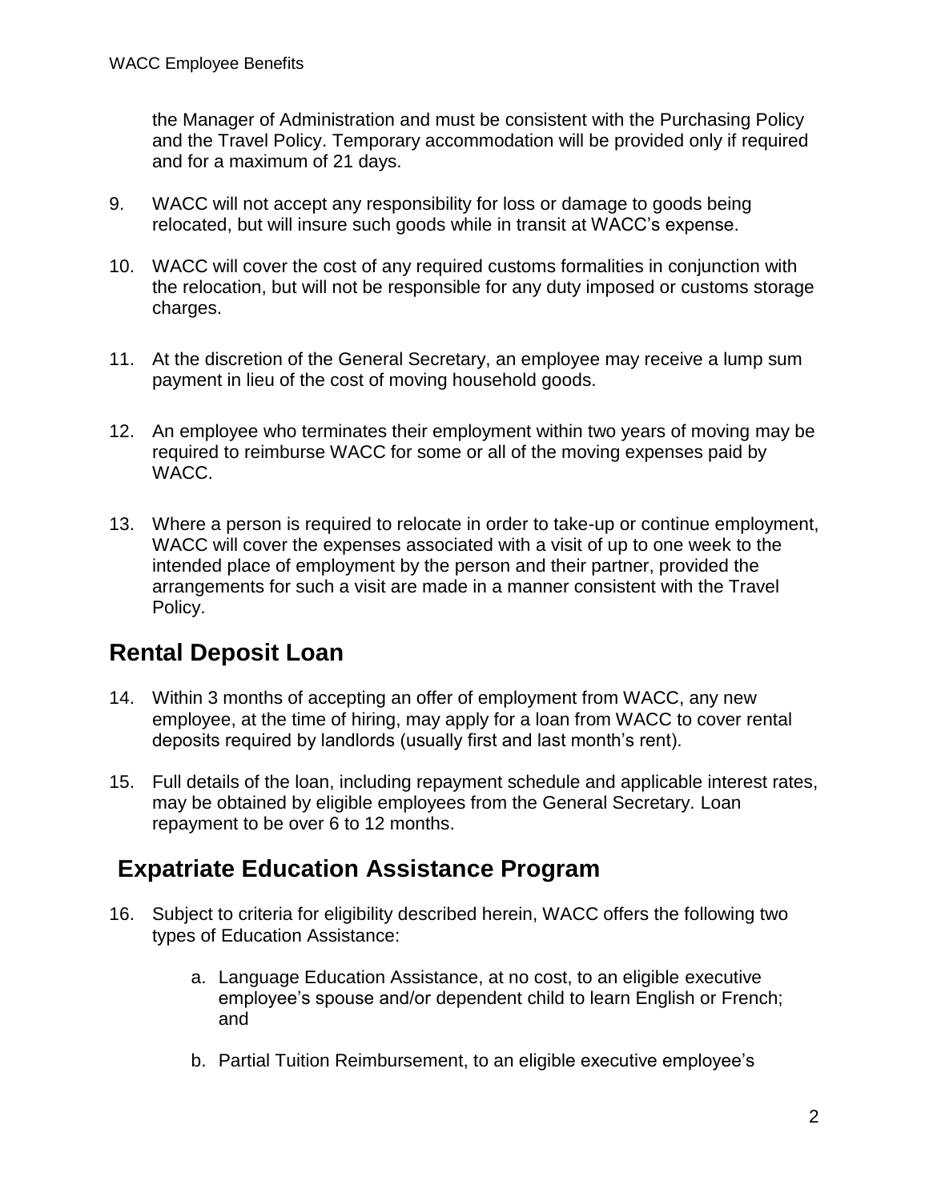the Manager of Administration and must be consistent with the Purchasing Policy and the Travel Policy. Temporary accommodation will be provided only if required and for a maximum of 21 days.

9. WACC will not accept any responsibility for loss or damage to goods being relocated, but will insure such goods while in transit at WACC's expense.

10. WACC will cover the cost of any required customs formalities in conjunction with the relocation, but will not be responsible for any duty imposed or customs storage charges.

11. At the discretion of the General Secretary, an employee may receive a lump sum payment in lieu of the cost of moving household goods.

12. An employee who terminates their employment within two years of moving may be required to reimburse WACC for some or all of the moving expenses paid by WACC.

13. Where a person is required to relocate in order to take-up or continue employment, WACC will cover the expenses associated with a visit of up to one week to the intended place of employment by the person and their partner, provided the arrangements for such a visit are made in a manner consistent with the Travel Policy.

## Rental Deposit Loan

14. Within 3 months of accepting an offer of employment from WACC, any new employee, at the time of hiring, may apply for a loan from WACC to cover rental deposits required by landlords (usually first and last month's rent).

15. Full details of the loan, including repayment schedule and applicable interest rates, may be obtained by eligible employees from the General Secretary. Loan repayment to be over 6 to 12 months.

## Expatriate Education Assistance Program

16. Subject to criteria for eligibility described herein, WACC offers the following two types of Education Assistance:

    a. Language Education Assistance, at no cost, to an eligible executive employee's spouse and/or dependent child to learn English or French; and

    b. Partial Tuition Reimbursement, to an eligible executive employee's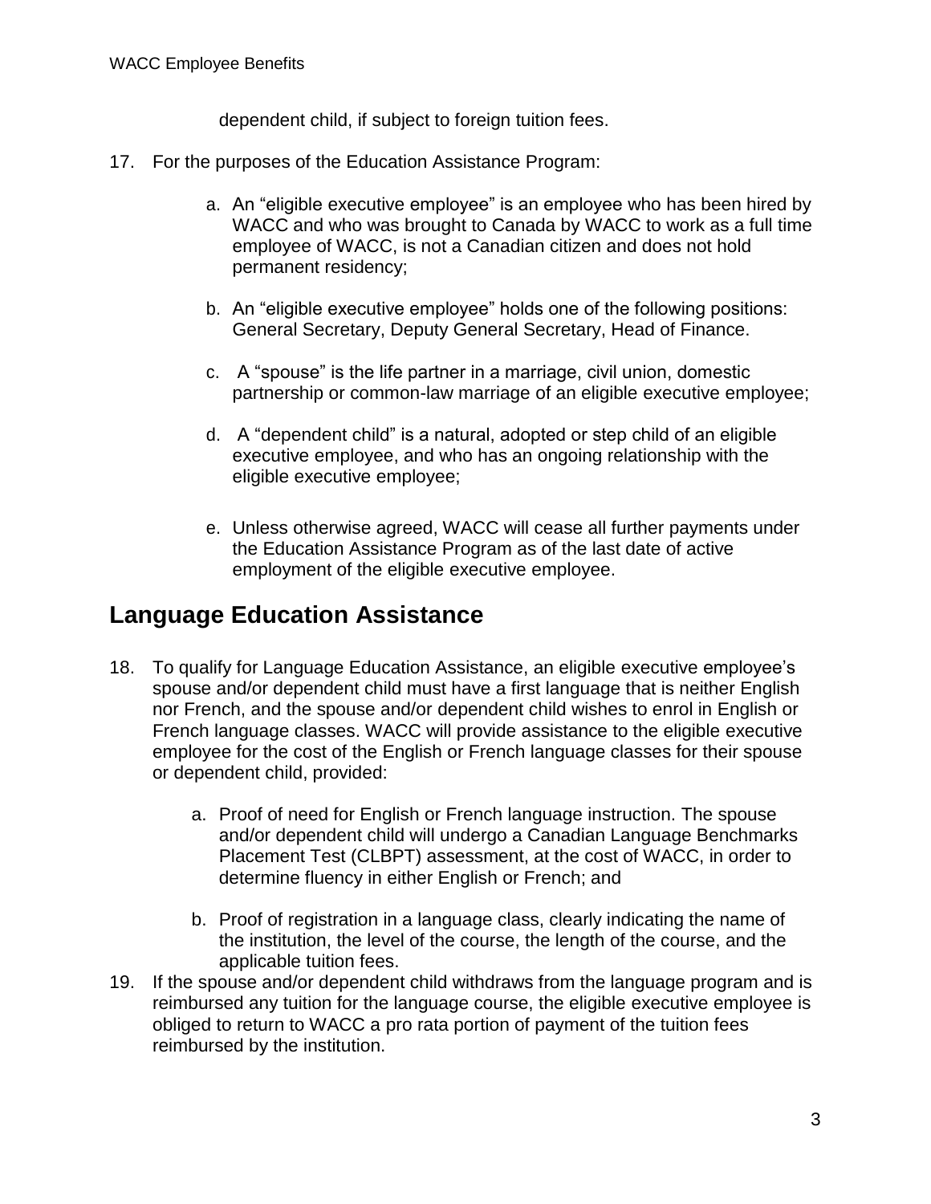dependent child, if subject to foreign tuition fees.

17. For the purposes of the Education Assistance Program:

    a. An "eligible executive employee" is an employee who has been hired by WACC and who was brought to Canada by WACC to work as a full time employee of WACC, is not a Canadian citizen and does not hold permanent residency;

    b. An "eligible executive employee" holds one of the following positions: General Secretary, Deputy General Secretary, Head of Finance.

    c. A "spouse" is the life partner in a marriage, civil union, domestic partnership or common-law marriage of an eligible executive employee;

    d. A "dependent child" is a natural, adopted or step child of an eligible executive employee, and who has an ongoing relationship with the eligible executive employee;

    e. Unless otherwise agreed, WACC will cease all further payments under the Education Assistance Program as of the last date of active employment of the eligible executive employee.

## Language Education Assistance

18. To qualify for Language Education Assistance, an eligible executive employee's spouse and/or dependent child must have a first language that is neither English nor French, and the spouse and/or dependent child wishes to enrol in English or French language classes. WACC will provide assistance to the eligible executive employee for the cost of the English or French language classes for their spouse or dependent child, provided:

    a. Proof of need for English or French language instruction. The spouse and/or dependent child will undergo a Canadian Language Benchmarks Placement Test (CLBPT) assessment, at the cost of WACC, in order to determine fluency in either English or French; and

    b. Proof of registration in a language class, clearly indicating the name of the institution, the level of the course, the length of the course, and the applicable tuition fees.

19. If the spouse and/or dependent child withdraws from the language program and is reimbursed any tuition for the language course, the eligible executive employee is obliged to return to WACC a pro rata portion of payment of the tuition fees reimbursed by the institution.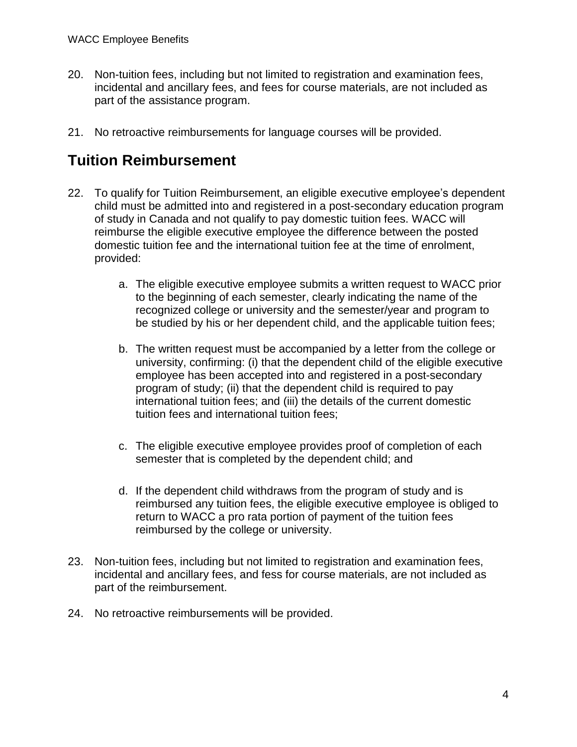20. Non-tuition fees, including but not limited to registration and examination fees, incidental and ancillary fees, and fees for course materials, are not included as part of the assistance program.

21. No retroactive reimbursements for language courses will be provided.

## Tuition Reimbursement

22. To qualify for Tuition Reimbursement, an eligible executive employee's dependent child must be admitted into and registered in a post-secondary education program of study in Canada and not qualify to pay domestic tuition fees. WACC will reimburse the eligible executive employee the difference between the posted domestic tuition fee and the international tuition fee at the time of enrolment, provided:

    a. The eligible executive employee submits a written request to WACC prior to the beginning of each semester, clearly indicating the name of the recognized college or university and the semester/year and program to be studied by his or her dependent child, and the applicable tuition fees;

    b. The written request must be accompanied by a letter from the college or university, confirming: (i) that the dependent child of the eligible executive employee has been accepted into and registered in a post-secondary program of study; (ii) that the dependent child is required to pay international tuition fees; and (iii) the details of the current domestic tuition fees and international tuition fees;

    c. The eligible executive employee provides proof of completion of each semester that is completed by the dependent child; and

    d. If the dependent child withdraws from the program of study and is reimbursed any tuition fees, the eligible executive employee is obliged to return to WACC a pro rata portion of payment of the tuition fees reimbursed by the college or university.

23. Non-tuition fees, including but not limited to registration and examination fees, incidental and ancillary fees, and fess for course materials, are not included as part of the reimbursement.

24. No retroactive reimbursements will be provided.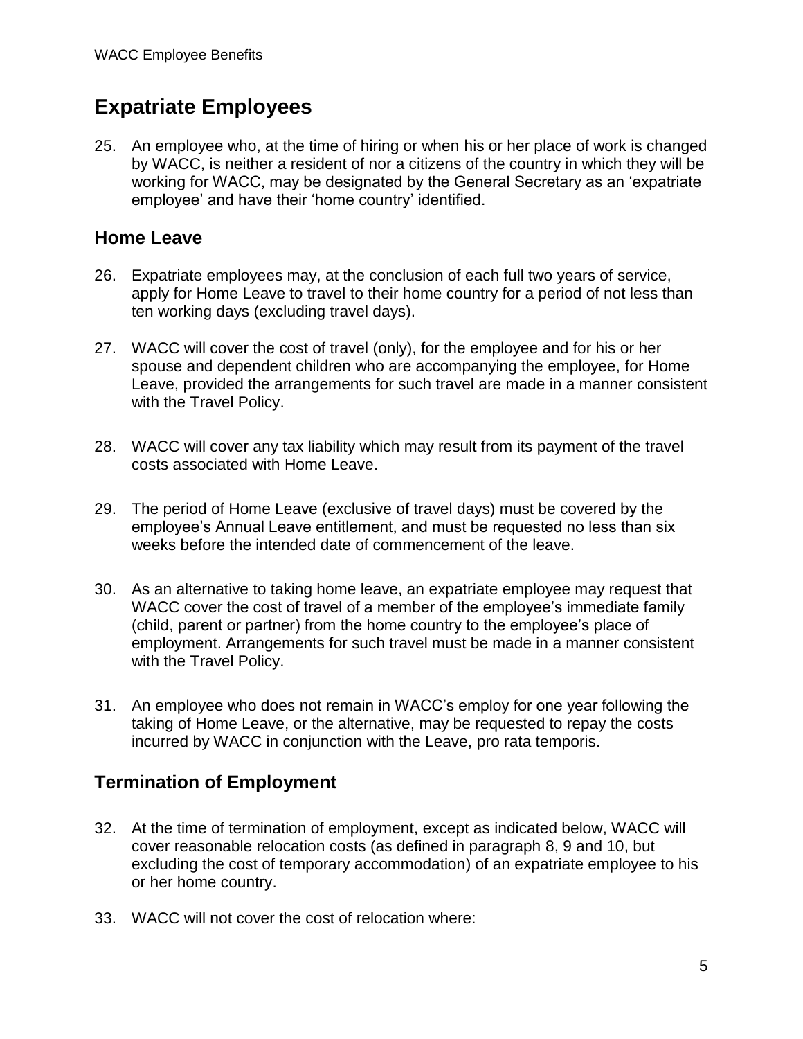## Expatriate Employees

25. An employee who, at the time of hiring or when his or her place of work is changed by WACC, is neither a resident of nor a citizens of the country in which they will be working for WACC, may be designated by the General Secretary as an 'expatriate employee' and have their 'home country' identified.

### Home Leave

26. Expatriate employees may, at the conclusion of each full two years of service, apply for Home Leave to travel to their home country for a period of not less than ten working days (excluding travel days).

27. WACC will cover the cost of travel (only), for the employee and for his or her spouse and dependent children who are accompanying the employee, for Home Leave, provided the arrangements for such travel are made in a manner consistent with the Travel Policy.

28. WACC will cover any tax liability which may result from its payment of the travel costs associated with Home Leave.

29. The period of Home Leave (exclusive of travel days) must be covered by the employee's Annual Leave entitlement, and must be requested no less than six weeks before the intended date of commencement of the leave.

30. As an alternative to taking home leave, an expatriate employee may request that WACC cover the cost of travel of a member of the employee's immediate family (child, parent or partner) from the home country to the employee's place of employment. Arrangements for such travel must be made in a manner consistent with the Travel Policy.

31. An employee who does not remain in WACC's employ for one year following the taking of Home Leave, or the alternative, may be requested to repay the costs incurred by WACC in conjunction with the Leave, pro rata temporis.

### Termination of Employment

32. At the time of termination of employment, except as indicated below, WACC will cover reasonable relocation costs (as defined in paragraph 8, 9 and 10, but excluding the cost of temporary accommodation) of an expatriate employee to his or her home country.

33. WACC will not cover the cost of relocation where: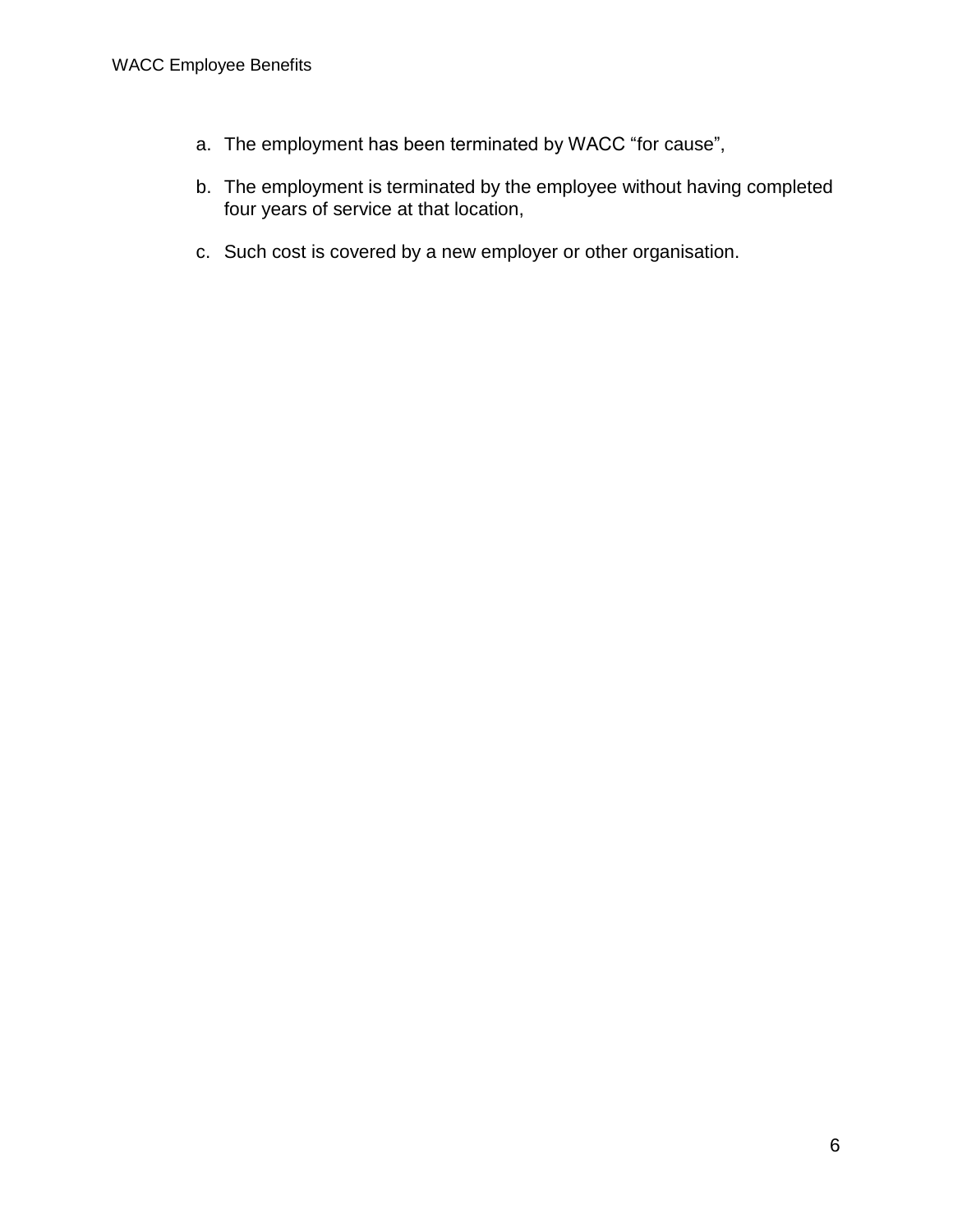a. The employment has been terminated by WACC "for cause",

b. The employment is terminated by the employee without having completed four years of service at that location,

c. Such cost is covered by a new employer or other organisation.